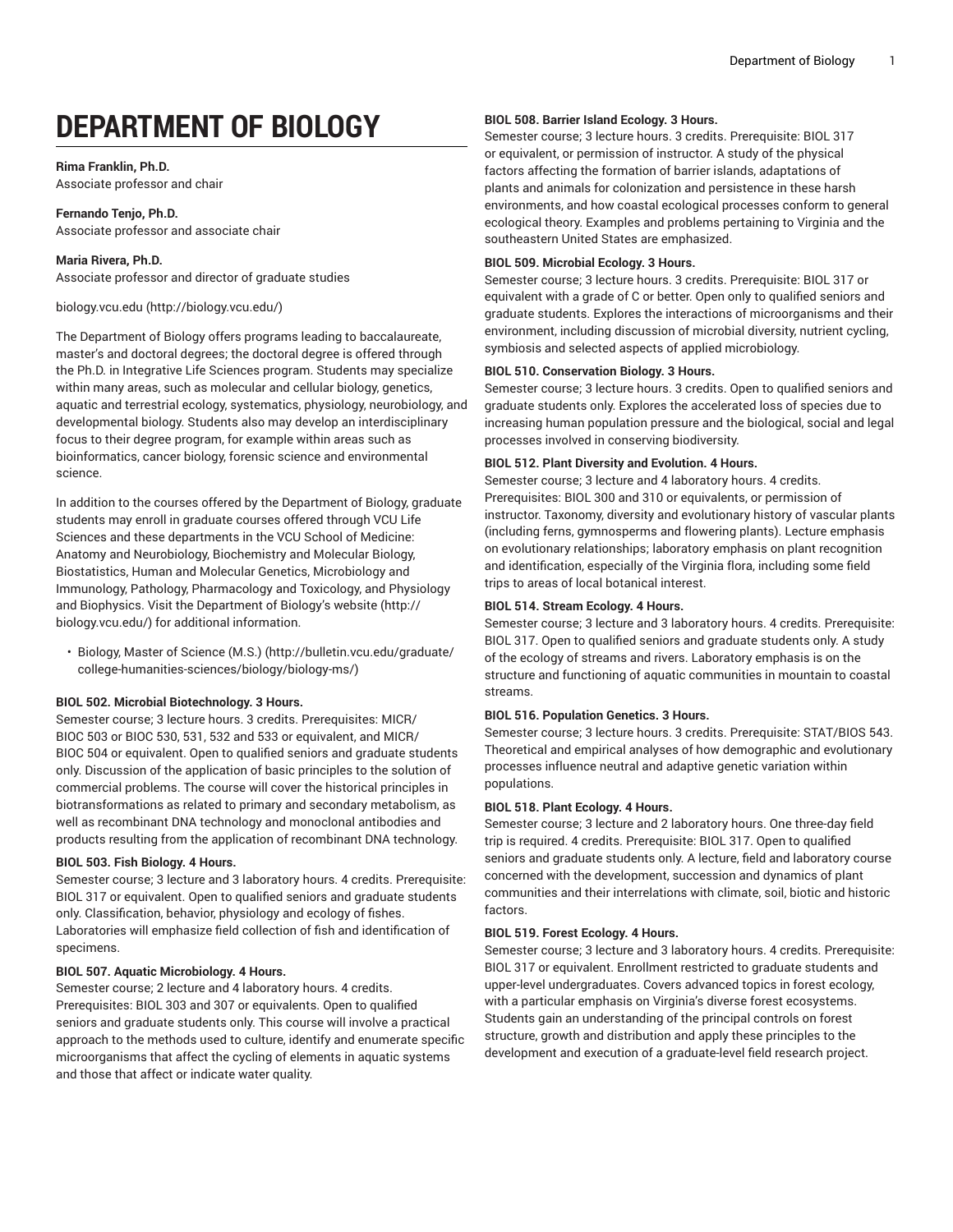# DEPARTMENT OF BIOLOGY

**Rima Franklin, Ph.D.**
Associate professor and chair

**Fernando Tenjo, Ph.D.**
Associate professor and associate chair

**Maria Rivera, Ph.D.**
Associate professor and director of graduate studies

biology.vcu.edu (http://biology.vcu.edu/)

The Department of Biology offers programs leading to baccalaureate, master's and doctoral degrees; the doctoral degree is offered through the Ph.D. in Integrative Life Sciences program. Students may specialize within many areas, such as molecular and cellular biology, genetics, aquatic and terrestrial ecology, systematics, physiology, neurobiology, and developmental biology. Students also may develop an interdisciplinary focus to their degree program, for example within areas such as bioinformatics, cancer biology, forensic science and environmental science.

In addition to the courses offered by the Department of Biology, graduate students may enroll in graduate courses offered through VCU Life Sciences and these departments in the VCU School of Medicine: Anatomy and Neurobiology, Biochemistry and Molecular Biology, Biostatistics, Human and Molecular Genetics, Microbiology and Immunology, Pathology, Pharmacology and Toxicology, and Physiology and Biophysics. Visit the Department of Biology's website (http://biology.vcu.edu/) for additional information.

- Biology, Master of Science (M.S.) (http://bulletin.vcu.edu/graduate/college-humanities-sciences/biology/biology-ms/)

**BIOL 502. Microbial Biotechnology. 3 Hours.**
Semester course; 3 lecture hours. 3 credits. Prerequisites: MICR/BIOC 503 or BIOC 530, 531, 532 and 533 or equivalent, and MICR/BIOC 504 or equivalent. Open to qualified seniors and graduate students only. Discussion of the application of basic principles to the solution of commercial problems. The course will cover the historical principles in biotransformations as related to primary and secondary metabolism, as well as recombinant DNA technology and monoclonal antibodies and products resulting from the application of recombinant DNA technology.

**BIOL 503. Fish Biology. 4 Hours.**
Semester course; 3 lecture and 3 laboratory hours. 4 credits. Prerequisite: BIOL 317 or equivalent. Open to qualified seniors and graduate students only. Classification, behavior, physiology and ecology of fishes. Laboratories will emphasize field collection of fish and identification of specimens.

**BIOL 507. Aquatic Microbiology. 4 Hours.**
Semester course; 2 lecture and 4 laboratory hours. 4 credits. Prerequisites: BIOL 303 and 307 or equivalents. Open to qualified seniors and graduate students only. This course will involve a practical approach to the methods used to culture, identify and enumerate specific microorganisms that affect the cycling of elements in aquatic systems and those that affect or indicate water quality.

**BIOL 508. Barrier Island Ecology. 3 Hours.**
Semester course; 3 lecture hours. 3 credits. Prerequisite: BIOL 317 or equivalent, or permission of instructor. A study of the physical factors affecting the formation of barrier islands, adaptations of plants and animals for colonization and persistence in these harsh environments, and how coastal ecological processes conform to general ecological theory. Examples and problems pertaining to Virginia and the southeastern United States are emphasized.

**BIOL 509. Microbial Ecology. 3 Hours.**
Semester course; 3 lecture hours. 3 credits. Prerequisite: BIOL 317 or equivalent with a grade of C or better. Open only to qualified seniors and graduate students. Explores the interactions of microorganisms and their environment, including discussion of microbial diversity, nutrient cycling, symbiosis and selected aspects of applied microbiology.

**BIOL 510. Conservation Biology. 3 Hours.**
Semester course; 3 lecture hours. 3 credits. Open to qualified seniors and graduate students only. Explores the accelerated loss of species due to increasing human population pressure and the biological, social and legal processes involved in conserving biodiversity.

**BIOL 512. Plant Diversity and Evolution. 4 Hours.**
Semester course; 3 lecture and 4 laboratory hours. 4 credits. Prerequisites: BIOL 300 and 310 or equivalents, or permission of instructor. Taxonomy, diversity and evolutionary history of vascular plants (including ferns, gymnosperms and flowering plants). Lecture emphasis on evolutionary relationships; laboratory emphasis on plant recognition and identification, especially of the Virginia flora, including some field trips to areas of local botanical interest.

**BIOL 514. Stream Ecology. 4 Hours.**
Semester course; 3 lecture and 3 laboratory hours. 4 credits. Prerequisite: BIOL 317. Open to qualified seniors and graduate students only. A study of the ecology of streams and rivers. Laboratory emphasis is on the structure and functioning of aquatic communities in mountain to coastal streams.

**BIOL 516. Population Genetics. 3 Hours.**
Semester course; 3 lecture hours. 3 credits. Prerequisite: STAT/BIOS 543. Theoretical and empirical analyses of how demographic and evolutionary processes influence neutral and adaptive genetic variation within populations.

**BIOL 518. Plant Ecology. 4 Hours.**
Semester course; 3 lecture and 2 laboratory hours. One three-day field trip is required. 4 credits. Prerequisite: BIOL 317. Open to qualified seniors and graduate students only. A lecture, field and laboratory course concerned with the development, succession and dynamics of plant communities and their interrelations with climate, soil, biotic and historic factors.

**BIOL 519. Forest Ecology. 4 Hours.**
Semester course; 3 lecture and 3 laboratory hours. 4 credits. Prerequisite: BIOL 317 or equivalent. Enrollment restricted to graduate students and upper-level undergraduates. Covers advanced topics in forest ecology, with a particular emphasis on Virginia's diverse forest ecosystems. Students gain an understanding of the principal controls on forest structure, growth and distribution and apply these principles to the development and execution of a graduate-level field research project.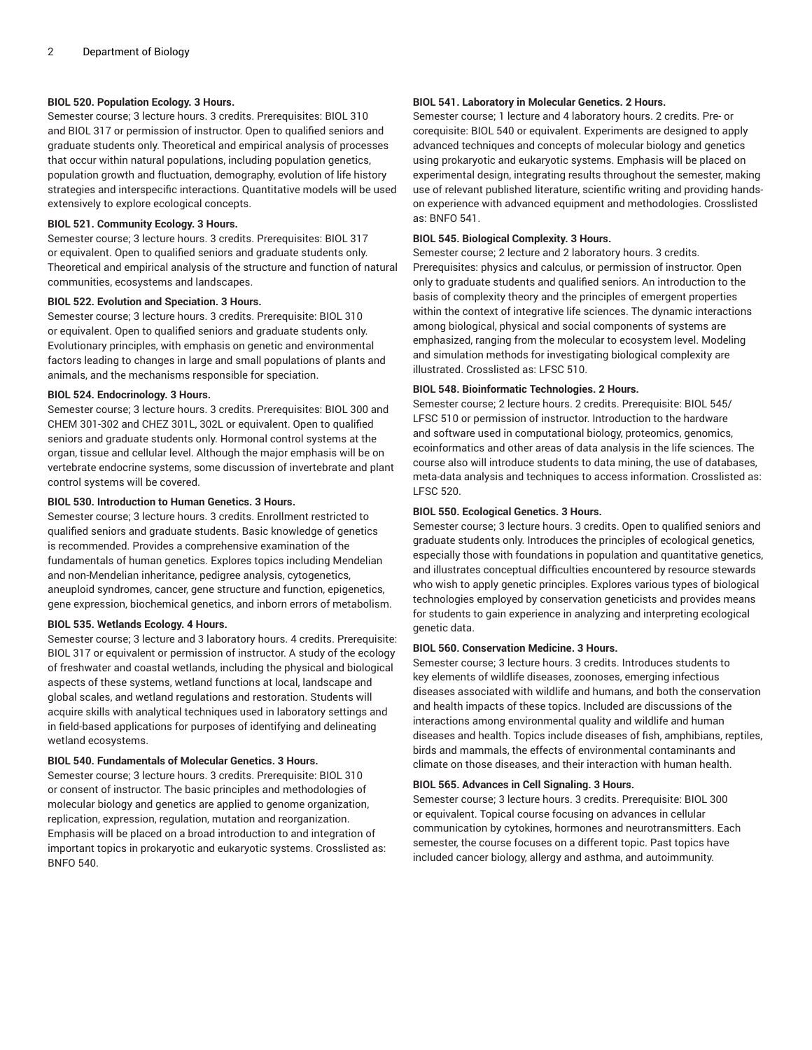#### BIOL 520. Population Ecology. 3 Hours.

Semester course; 3 lecture hours. 3 credits. Prerequisites: BIOL 310 and BIOL 317 or permission of instructor. Open to qualified seniors and graduate students only. Theoretical and empirical analysis of processes that occur within natural populations, including population genetics, population growth and fluctuation, demography, evolution of life history strategies and interspecific interactions. Quantitative models will be used extensively to explore ecological concepts.

#### BIOL 521. Community Ecology. 3 Hours.

Semester course; 3 lecture hours. 3 credits. Prerequisites: BIOL 317 or equivalent. Open to qualified seniors and graduate students only. Theoretical and empirical analysis of the structure and function of natural communities, ecosystems and landscapes.

#### BIOL 522. Evolution and Speciation. 3 Hours.

Semester course; 3 lecture hours. 3 credits. Prerequisite: BIOL 310 or equivalent. Open to qualified seniors and graduate students only. Evolutionary principles, with emphasis on genetic and environmental factors leading to changes in large and small populations of plants and animals, and the mechanisms responsible for speciation.

#### BIOL 524. Endocrinology. 3 Hours.

Semester course; 3 lecture hours. 3 credits. Prerequisites: BIOL 300 and CHEM 301-302 and CHEZ 301L, 302L or equivalent. Open to qualified seniors and graduate students only. Hormonal control systems at the organ, tissue and cellular level. Although the major emphasis will be on vertebrate endocrine systems, some discussion of invertebrate and plant control systems will be covered.

#### BIOL 530. Introduction to Human Genetics. 3 Hours.

Semester course; 3 lecture hours. 3 credits. Enrollment restricted to qualified seniors and graduate students. Basic knowledge of genetics is recommended. Provides a comprehensive examination of the fundamentals of human genetics. Explores topics including Mendelian and non-Mendelian inheritance, pedigree analysis, cytogenetics, aneuploid syndromes, cancer, gene structure and function, epigenetics, gene expression, biochemical genetics, and inborn errors of metabolism.

#### BIOL 535. Wetlands Ecology. 4 Hours.

Semester course; 3 lecture and 3 laboratory hours. 4 credits. Prerequisite: BIOL 317 or equivalent or permission of instructor. A study of the ecology of freshwater and coastal wetlands, including the physical and biological aspects of these systems, wetland functions at local, landscape and global scales, and wetland regulations and restoration. Students will acquire skills with analytical techniques used in laboratory settings and in field-based applications for purposes of identifying and delineating wetland ecosystems.

#### BIOL 540. Fundamentals of Molecular Genetics. 3 Hours.

Semester course; 3 lecture hours. 3 credits. Prerequisite: BIOL 310 or consent of instructor. The basic principles and methodologies of molecular biology and genetics are applied to genome organization, replication, expression, regulation, mutation and reorganization. Emphasis will be placed on a broad introduction to and integration of important topics in prokaryotic and eukaryotic systems. Crosslisted as: BNFO 540.

#### BIOL 541. Laboratory in Molecular Genetics. 2 Hours.

Semester course; 1 lecture and 4 laboratory hours. 2 credits. Pre- or corequisite: BIOL 540 or equivalent. Experiments are designed to apply advanced techniques and concepts of molecular biology and genetics using prokaryotic and eukaryotic systems. Emphasis will be placed on experimental design, integrating results throughout the semester, making use of relevant published literature, scientific writing and providing hands-on experience with advanced equipment and methodologies. Crosslisted as: BNFO 541.

#### BIOL 545. Biological Complexity. 3 Hours.

Semester course; 2 lecture and 2 laboratory hours. 3 credits. Prerequisites: physics and calculus, or permission of instructor. Open only to graduate students and qualified seniors. An introduction to the basis of complexity theory and the principles of emergent properties within the context of integrative life sciences. The dynamic interactions among biological, physical and social components of systems are emphasized, ranging from the molecular to ecosystem level. Modeling and simulation methods for investigating biological complexity are illustrated. Crosslisted as: LFSC 510.

#### BIOL 548. Bioinformatic Technologies. 2 Hours.

Semester course; 2 lecture hours. 2 credits. Prerequisite: BIOL 545/LFSC 510 or permission of instructor. Introduction to the hardware and software used in computational biology, proteomics, genomics, ecoinformatics and other areas of data analysis in the life sciences. The course also will introduce students to data mining, the use of databases, meta-data analysis and techniques to access information. Crosslisted as: LFSC 520.

#### BIOL 550. Ecological Genetics. 3 Hours.

Semester course; 3 lecture hours. 3 credits. Open to qualified seniors and graduate students only. Introduces the principles of ecological genetics, especially those with foundations in population and quantitative genetics, and illustrates conceptual difficulties encountered by resource stewards who wish to apply genetic principles. Explores various types of biological technologies employed by conservation geneticists and provides means for students to gain experience in analyzing and interpreting ecological genetic data.

#### BIOL 560. Conservation Medicine. 3 Hours.

Semester course; 3 lecture hours. 3 credits. Introduces students to key elements of wildlife diseases, zoonoses, emerging infectious diseases associated with wildlife and humans, and both the conservation and health impacts of these topics. Included are discussions of the interactions among environmental quality and wildlife and human diseases and health. Topics include diseases of fish, amphibians, reptiles, birds and mammals, the effects of environmental contaminants and climate on those diseases, and their interaction with human health.

#### BIOL 565. Advances in Cell Signaling. 3 Hours.

Semester course; 3 lecture hours. 3 credits. Prerequisite: BIOL 300 or equivalent. Topical course focusing on advances in cellular communication by cytokines, hormones and neurotransmitters. Each semester, the course focuses on a different topic. Past topics have included cancer biology, allergy and asthma, and autoimmunity.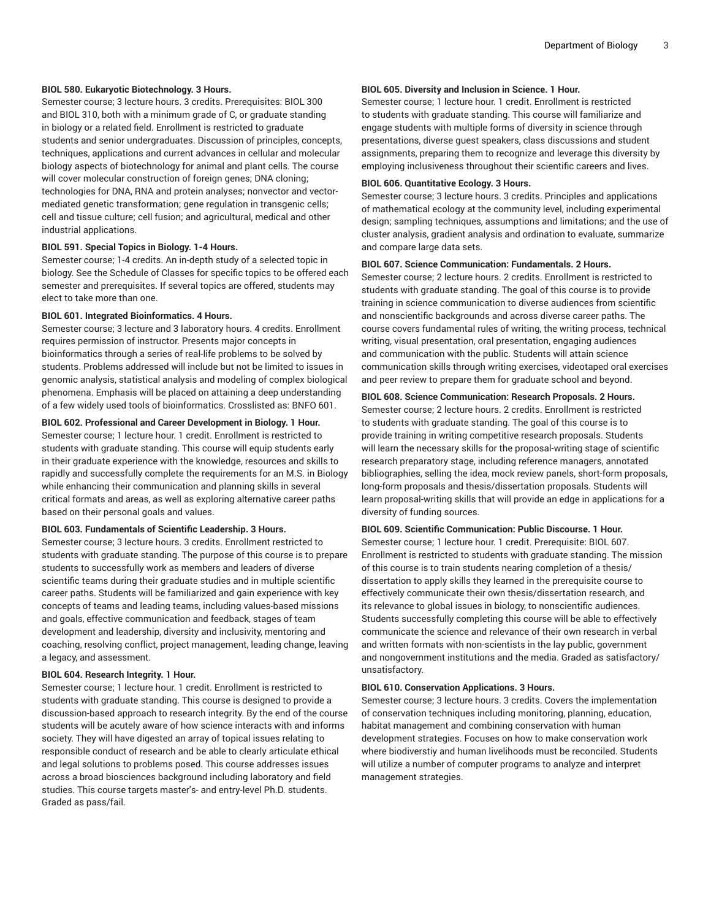**BIOL 580. Eukaryotic Biotechnology. 3 Hours.**

Semester course; 3 lecture hours. 3 credits. Prerequisites: BIOL 300 and BIOL 310, both with a minimum grade of C, or graduate standing in biology or a related field. Enrollment is restricted to graduate students and senior undergraduates. Discussion of principles, concepts, techniques, applications and current advances in cellular and molecular biology aspects of biotechnology for animal and plant cells. The course will cover molecular construction of foreign genes; DNA cloning; technologies for DNA, RNA and protein analyses; nonvector and vector-mediated genetic transformation; gene regulation in transgenic cells; cell and tissue culture; cell fusion; and agricultural, medical and other industrial applications.

**BIOL 591. Special Topics in Biology. 1-4 Hours.**

Semester course; 1-4 credits. An in-depth study of a selected topic in biology. See the Schedule of Classes for specific topics to be offered each semester and prerequisites. If several topics are offered, students may elect to take more than one.

**BIOL 601. Integrated Bioinformatics. 4 Hours.**

Semester course; 3 lecture and 3 laboratory hours. 4 credits. Enrollment requires permission of instructor. Presents major concepts in bioinformatics through a series of real-life problems to be solved by students. Problems addressed will include but not be limited to issues in genomic analysis, statistical analysis and modeling of complex biological phenomena. Emphasis will be placed on attaining a deep understanding of a few widely used tools of bioinformatics. Crosslisted as: BNFO 601.

**BIOL 602. Professional and Career Development in Biology. 1 Hour.**

Semester course; 1 lecture hour. 1 credit. Enrollment is restricted to students with graduate standing. This course will equip students early in their graduate experience with the knowledge, resources and skills to rapidly and successfully complete the requirements for an M.S. in Biology while enhancing their communication and planning skills in several critical formats and areas, as well as exploring alternative career paths based on their personal goals and values.

**BIOL 603. Fundamentals of Scientific Leadership. 3 Hours.**

Semester course; 3 lecture hours. 3 credits. Enrollment restricted to students with graduate standing. The purpose of this course is to prepare students to successfully work as members and leaders of diverse scientific teams during their graduate studies and in multiple scientific career paths. Students will be familiarized and gain experience with key concepts of teams and leading teams, including values-based missions and goals, effective communication and feedback, stages of team development and leadership, diversity and inclusivity, mentoring and coaching, resolving conflict, project management, leading change, leaving a legacy, and assessment.

**BIOL 604. Research Integrity. 1 Hour.**

Semester course; 1 lecture hour. 1 credit. Enrollment is restricted to students with graduate standing. This course is designed to provide a discussion-based approach to research integrity. By the end of the course students will be acutely aware of how science interacts with and informs society. They will have digested an array of topical issues relating to responsible conduct of research and be able to clearly articulate ethical and legal solutions to problems posed. This course addresses issues across a broad biosciences background including laboratory and field studies. This course targets master's- and entry-level Ph.D. students. Graded as pass/fail.

**BIOL 605. Diversity and Inclusion in Science. 1 Hour.**

Semester course; 1 lecture hour. 1 credit. Enrollment is restricted to students with graduate standing. This course will familiarize and engage students with multiple forms of diversity in science through presentations, diverse guest speakers, class discussions and student assignments, preparing them to recognize and leverage this diversity by employing inclusiveness throughout their scientific careers and lives.

**BIOL 606. Quantitative Ecology. 3 Hours.**

Semester course; 3 lecture hours. 3 credits. Principles and applications of mathematical ecology at the community level, including experimental design; sampling techniques, assumptions and limitations; and the use of cluster analysis, gradient analysis and ordination to evaluate, summarize and compare large data sets.

**BIOL 607. Science Communication: Fundamentals. 2 Hours.**

Semester course; 2 lecture hours. 2 credits. Enrollment is restricted to students with graduate standing. The goal of this course is to provide training in science communication to diverse audiences from scientific and nonscientific backgrounds and across diverse career paths. The course covers fundamental rules of writing, the writing process, technical writing, visual presentation, oral presentation, engaging audiences and communication with the public. Students will attain science communication skills through writing exercises, videotaped oral exercises and peer review to prepare them for graduate school and beyond.

**BIOL 608. Science Communication: Research Proposals. 2 Hours.**

Semester course; 2 lecture hours. 2 credits. Enrollment is restricted to students with graduate standing. The goal of this course is to provide training in writing competitive research proposals. Students will learn the necessary skills for the proposal-writing stage of scientific research preparatory stage, including reference managers, annotated bibliographies, selling the idea, mock review panels, short-form proposals, long-form proposals and thesis/dissertation proposals. Students will learn proposal-writing skills that will provide an edge in applications for a diversity of funding sources.

**BIOL 609. Scientific Communication: Public Discourse. 1 Hour.**

Semester course; 1 lecture hour. 1 credit. Prerequisite: BIOL 607. Enrollment is restricted to students with graduate standing. The mission of this course is to train students nearing completion of a thesis/dissertation to apply skills they learned in the prerequisite course to effectively communicate their own thesis/dissertation research, and its relevance to global issues in biology, to nonscientific audiences. Students successfully completing this course will be able to effectively communicate the science and relevance of their own research in verbal and written formats with non-scientists in the lay public, government and nongovernment institutions and the media. Graded as satisfactory/unsatisfactory.

**BIOL 610. Conservation Applications. 3 Hours.**

Semester course; 3 lecture hours. 3 credits. Covers the implementation of conservation techniques including monitoring, planning, education, habitat management and combining conservation with human development strategies. Focuses on how to make conservation work where biodiverstiy and human livelihoods must be reconciled. Students will utilize a number of computer programs to analyze and interpret management strategies.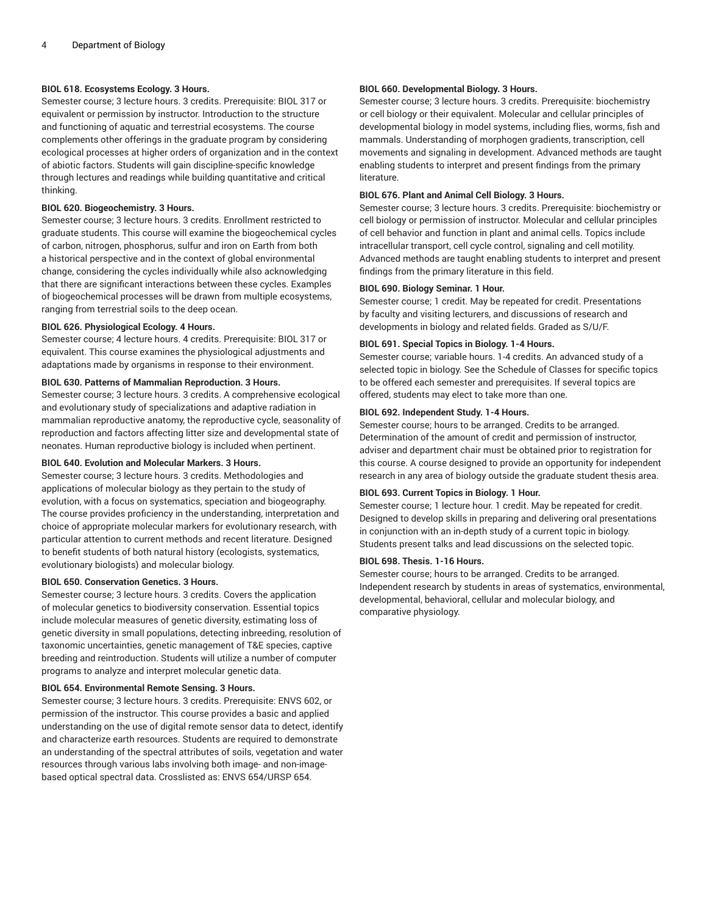**BIOL 618. Ecosystems Ecology. 3 Hours.**
Semester course; 3 lecture hours. 3 credits. Prerequisite: BIOL 317 or equivalent or permission by instructor. Introduction to the structure and functioning of aquatic and terrestrial ecosystems. The course complements other offerings in the graduate program by considering ecological processes at higher orders of organization and in the context of abiotic factors. Students will gain discipline-specific knowledge through lectures and readings while building quantitative and critical thinking.

**BIOL 620. Biogeochemistry. 3 Hours.**
Semester course; 3 lecture hours. 3 credits. Enrollment restricted to graduate students. This course will examine the biogeochemical cycles of carbon, nitrogen, phosphorus, sulfur and iron on Earth from both a historical perspective and in the context of global environmental change, considering the cycles individually while also acknowledging that there are significant interactions between these cycles. Examples of biogeochemical processes will be drawn from multiple ecosystems, ranging from terrestrial soils to the deep ocean.

**BIOL 626. Physiological Ecology. 4 Hours.**
Semester course; 4 lecture hours. 4 credits. Prerequisite: BIOL 317 or equivalent. This course examines the physiological adjustments and adaptations made by organisms in response to their environment.

**BIOL 630. Patterns of Mammalian Reproduction. 3 Hours.**
Semester course; 3 lecture hours. 3 credits. A comprehensive ecological and evolutionary study of specializations and adaptive radiation in mammalian reproductive anatomy, the reproductive cycle, seasonality of reproduction and factors affecting litter size and developmental state of neonates. Human reproductive biology is included when pertinent.

**BIOL 640. Evolution and Molecular Markers. 3 Hours.**
Semester course; 3 lecture hours. 3 credits. Methodologies and applications of molecular biology as they pertain to the study of evolution, with a focus on systematics, speciation and biogeography. The course provides proficiency in the understanding, interpretation and choice of appropriate molecular markers for evolutionary research, with particular attention to current methods and recent literature. Designed to benefit students of both natural history (ecologists, systematics, evolutionary biologists) and molecular biology.

**BIOL 650. Conservation Genetics. 3 Hours.**
Semester course; 3 lecture hours. 3 credits. Covers the application of molecular genetics to biodiversity conservation. Essential topics include molecular measures of genetic diversity, estimating loss of genetic diversity in small populations, detecting inbreeding, resolution of taxonomic uncertainties, genetic management of T&E species, captive breeding and reintroduction. Students will utilize a number of computer programs to analyze and interpret molecular genetic data.

**BIOL 654. Environmental Remote Sensing. 3 Hours.**
Semester course; 3 lecture hours. 3 credits. Prerequisite: ENVS 602, or permission of the instructor. This course provides a basic and applied understanding on the use of digital remote sensor data to detect, identify and characterize earth resources. Students are required to demonstrate an understanding of the spectral attributes of soils, vegetation and water resources through various labs involving both image- and non-image-based optical spectral data. Crosslisted as: ENVS 654/URSP 654.

**BIOL 660. Developmental Biology. 3 Hours.**
Semester course; 3 lecture hours. 3 credits. Prerequisite: biochemistry or cell biology or their equivalent. Molecular and cellular principles of developmental biology in model systems, including flies, worms, fish and mammals. Understanding of morphogen gradients, transcription, cell movements and signaling in development. Advanced methods are taught enabling students to interpret and present findings from the primary literature.

**BIOL 676. Plant and Animal Cell Biology. 3 Hours.**
Semester course; 3 lecture hours. 3 credits. Prerequisite: biochemistry or cell biology or permission of instructor. Molecular and cellular principles of cell behavior and function in plant and animal cells. Topics include intracellular transport, cell cycle control, signaling and cell motility. Advanced methods are taught enabling students to interpret and present findings from the primary literature in this field.

**BIOL 690. Biology Seminar. 1 Hour.**
Semester course; 1 credit. May be repeated for credit. Presentations by faculty and visiting lecturers, and discussions of research and developments in biology and related fields. Graded as S/U/F.

**BIOL 691. Special Topics in Biology. 1-4 Hours.**
Semester course; variable hours. 1-4 credits. An advanced study of a selected topic in biology. See the Schedule of Classes for specific topics to be offered each semester and prerequisites. If several topics are offered, students may elect to take more than one.

**BIOL 692. Independent Study. 1-4 Hours.**
Semester course; hours to be arranged. Credits to be arranged. Determination of the amount of credit and permission of instructor, adviser and department chair must be obtained prior to registration for this course. A course designed to provide an opportunity for independent research in any area of biology outside the graduate student thesis area.

**BIOL 693. Current Topics in Biology. 1 Hour.**
Semester course; 1 lecture hour. 1 credit. May be repeated for credit. Designed to develop skills in preparing and delivering oral presentations in conjunction with an in-depth study of a current topic in biology. Students present talks and lead discussions on the selected topic.

**BIOL 698. Thesis. 1-16 Hours.**
Semester course; hours to be arranged. Credits to be arranged. Independent research by students in areas of systematics, environmental, developmental, behavioral, cellular and molecular biology, and comparative physiology.